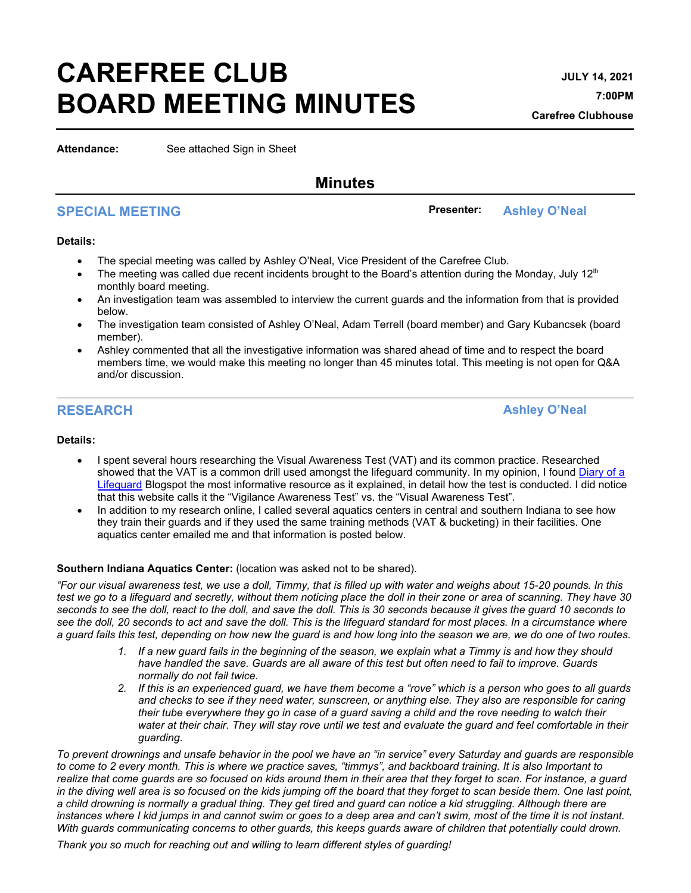# CAREFREE CLUB BOARD MEETING MINUTES

**JULY 14, 2021**

**7:00PM**

**Carefree Clubhouse**

**Attendance:** See attached Sign in Sheet

## Minutes

### SPECIAL MEETING

**Presenter:** Ashley O'Neal

**Details:**

- The special meeting was called by Ashley O'Neal, Vice President of the Carefree Club.
- The meeting was called due recent incidents brought to the Board's attention during the Monday, July 12th monthly board meeting.
- An investigation team was assembled to interview the current guards and the information from that is provided below.
- The investigation team consisted of Ashley O'Neal, Adam Terrell (board member) and Gary Kubancsek (board member).
- Ashley commented that all the investigative information was shared ahead of time and to respect the board members time, we would make this meeting no longer than 45 minutes total. This meeting is not open for Q&A and/or discussion.

### RESEARCH

Ashley O'Neal

**Details:**

- I spent several hours researching the Visual Awareness Test (VAT) and its common practice. Researched showed that the VAT is a common drill used amongst the lifeguard community. In my opinion, I found Diary of a Lifeguard Blogspot the most informative resource as it explained, in detail how the test is conducted. I did notice that this website calls it the "Vigilance Awareness Test" vs. the "Visual Awareness Test".
- In addition to my research online, I called several aquatics centers in central and southern Indiana to see how they train their guards and if they used the same training methods (VAT & bucketing) in their facilities. One aquatics center emailed me and that information is posted below.

**Southern Indiana Aquatics Center:** (location was asked not to be shared).

*"For our visual awareness test, we use a doll, Timmy, that is filled up with water and weighs about 15-20 pounds. In this test we go to a lifeguard and secretly, without them noticing place the doll in their zone or area of scanning. They have 30 seconds to see the doll, react to the doll, and save the doll. This is 30 seconds because it gives the guard 10 seconds to see the doll, 20 seconds to act and save the doll. This is the lifeguard standard for most places. In a circumstance where a guard fails this test, depending on how new the guard is and how long into the season we are, we do one of two routes.*

1. *If a new guard fails in the beginning of the season, we explain what a Timmy is and how they should have handled the save. Guards are all aware of this test but often need to fail to improve. Guards normally do not fail twice.*
2. *If this is an experienced guard, we have them become a "rove" which is a person who goes to all guards and checks to see if they need water, sunscreen, or anything else. They also are responsible for caring their tube everywhere they go in case of a guard saving a child and the rove needing to watch their water at their chair. They will stay rove until we test and evaluate the guard and feel comfortable in their guarding.*

*To prevent drownings and unsafe behavior in the pool we have an "in service" every Saturday and guards are responsible to come to 2 every month. This is where we practice saves, "timmys", and backboard training. It is also Important to realize that come guards are so focused on kids around them in their area that they forget to scan. For instance, a guard in the diving well area is so focused on the kids jumping off the board that they forget to scan beside them. One last point, a child drowning is normally a gradual thing. They get tired and guard can notice a kid struggling. Although there are instances where I kid jumps in and cannot swim or goes to a deep area and can't swim, most of the time it is not instant. With guards communicating concerns to other guards, this keeps guards aware of children that potentially could drown.*

*Thank you so much for reaching out and willing to learn different styles of guarding!*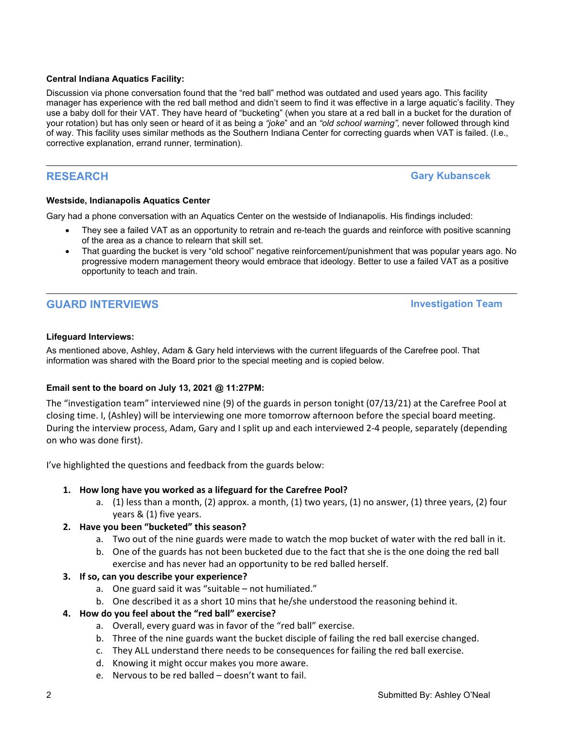**Central Indiana Aquatics Facility:**

Discussion via phone conversation found that the "red ball" method was outdated and used years ago. This facility manager has experience with the red ball method and didn't seem to find it was effective in a large aquatic's facility. They use a baby doll for their VAT. They have heard of "bucketing" (when you stare at a red ball in a bucket for the duration of your rotation) but has only seen or heard of it as being a *"joke"* and an *"old school warning",* never followed through kind of way. This facility uses similar methods as the Southern Indiana Center for correcting guards when VAT is failed. (I.e., corrective explanation, errand runner, termination).

---

## RESEARCH — Gary Kubanscek

**Westside, Indianapolis Aquatics Center**

Gary had a phone conversation with an Aquatics Center on the westside of Indianapolis. His findings included:

- They see a failed VAT as an opportunity to retrain and re-teach the guards and reinforce with positive scanning of the area as a chance to relearn that skill set.
- That guarding the bucket is very "old school" negative reinforcement/punishment that was popular years ago. No progressive modern management theory would embrace that ideology. Better to use a failed VAT as a positive opportunity to teach and train.

---

## GUARD INTERVIEWS — Investigation Team

**Lifeguard Interviews:**

As mentioned above, Ashley, Adam & Gary held interviews with the current lifeguards of the Carefree pool. That information was shared with the Board prior to the special meeting and is copied below.

**Email sent to the board on July 13, 2021 @ 11:27PM:**

The "investigation team" interviewed nine (9) of the guards in person tonight (07/13/21) at the Carefree Pool at closing time. I, (Ashley) will be interviewing one more tomorrow afternoon before the special board meeting. During the interview process, Adam, Gary and I split up and each interviewed 2-4 people, separately (depending on who was done first).

I've highlighted the questions and feedback from the guards below:

1. **How long have you worked as a lifeguard for the Carefree Pool?**
   a. (1) less than a month, (2) approx. a month, (1) two years, (1) no answer, (1) three years, (2) four years & (1) five years.
2. **Have you been "bucketed" this season?**
   a. Two out of the nine guards were made to watch the mop bucket of water with the red ball in it.
   b. One of the guards has not been bucketed due to the fact that she is the one doing the red ball exercise and has never had an opportunity to be red balled herself.
3. **If so, can you describe your experience?**
   a. One guard said it was "suitable – not humiliated."
   b. One described it as a short 10 mins that he/she understood the reasoning behind it.
4. **How do you feel about the "red ball" exercise?**
   a. Overall, every guard was in favor of the "red ball" exercise.
   b. Three of the nine guards want the bucket disciple of failing the red ball exercise changed.
   c. They ALL understand there needs to be consequences for failing the red ball exercise.
   d. Knowing it might occur makes you more aware.
   e. Nervous to be red balled – doesn't want to fail.

Submitted By: Ashley O'Neal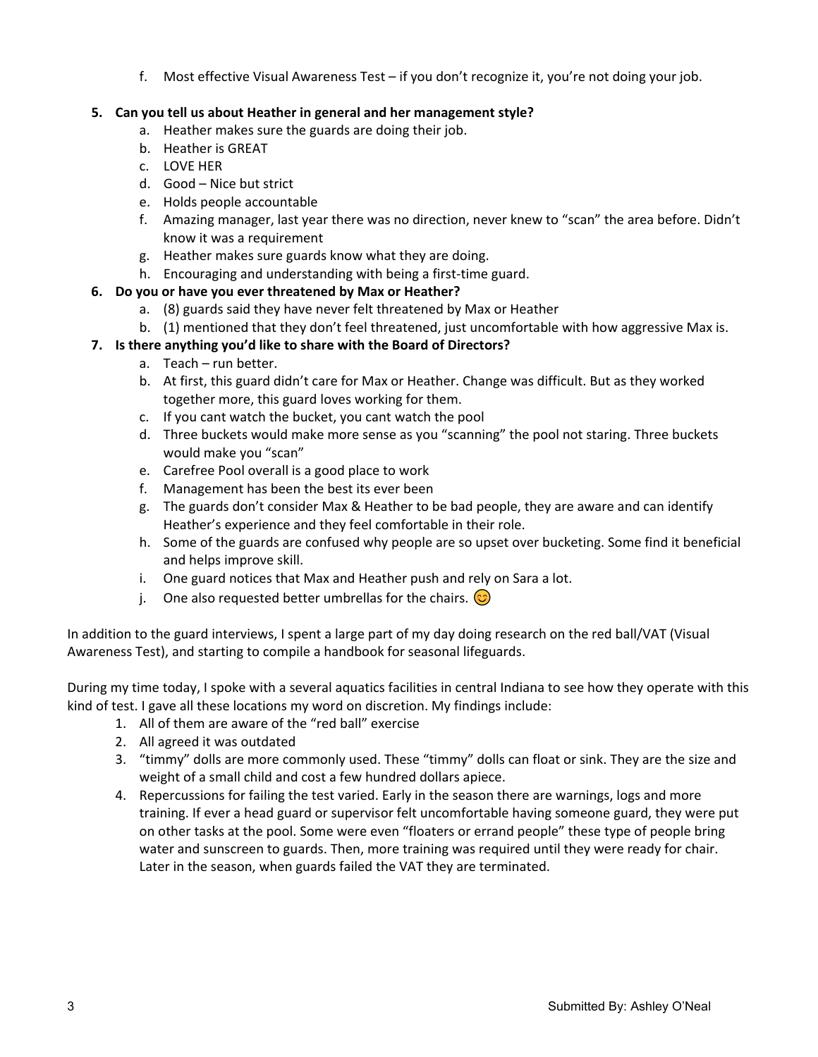f. Most effective Visual Awareness Test – if you don't recognize it, you're not doing your job.

5. **Can you tell us about Heather in general and her management style?**
    a. Heather makes sure the guards are doing their job.
    b. Heather is GREAT
    c. LOVE HER
    d. Good – Nice but strict
    e. Holds people accountable
    f. Amazing manager, last year there was no direction, never knew to "scan" the area before. Didn't know it was a requirement
    g. Heather makes sure guards know what they are doing.
    h. Encouraging and understanding with being a first-time guard.
6. **Do you or have you ever threatened by Max or Heather?**
    a. (8) guards said they have never felt threatened by Max or Heather
    b. (1) mentioned that they don't feel threatened, just uncomfortable with how aggressive Max is.
7. **Is there anything you'd like to share with the Board of Directors?**
    a. Teach – run better.
    b. At first, this guard didn't care for Max or Heather. Change was difficult. But as they worked together more, this guard loves working for them.
    c. If you cant watch the bucket, you cant watch the pool
    d. Three buckets would make more sense as you "scanning" the pool not staring. Three buckets would make you "scan"
    e. Carefree Pool overall is a good place to work
    f. Management has been the best its ever been
    g. The guards don't consider Max & Heather to be bad people, they are aware and can identify Heather's experience and they feel comfortable in their role.
    h. Some of the guards are confused why people are so upset over bucketing. Some find it beneficial and helps improve skill.
    i. One guard notices that Max and Heather push and rely on Sara a lot.
    j. One also requested better umbrellas for the chairs. 😊

In addition to the guard interviews, I spent a large part of my day doing research on the red ball/VAT (Visual Awareness Test), and starting to compile a handbook for seasonal lifeguards.

During my time today, I spoke with a several aquatics facilities in central Indiana to see how they operate with this kind of test. I gave all these locations my word on discretion. My findings include:

1. All of them are aware of the "red ball" exercise
2. All agreed it was outdated
3. "timmy" dolls are more commonly used. These "timmy" dolls can float or sink. They are the size and weight of a small child and cost a few hundred dollars apiece.
4. Repercussions for failing the test varied. Early in the season there are warnings, logs and more training. If ever a head guard or supervisor felt uncomfortable having someone guard, they were put on other tasks at the pool. Some were even "floaters or errand people" these type of people bring water and sunscreen to guards. Then, more training was required until they were ready for chair. Later in the season, when guards failed the VAT they are terminated.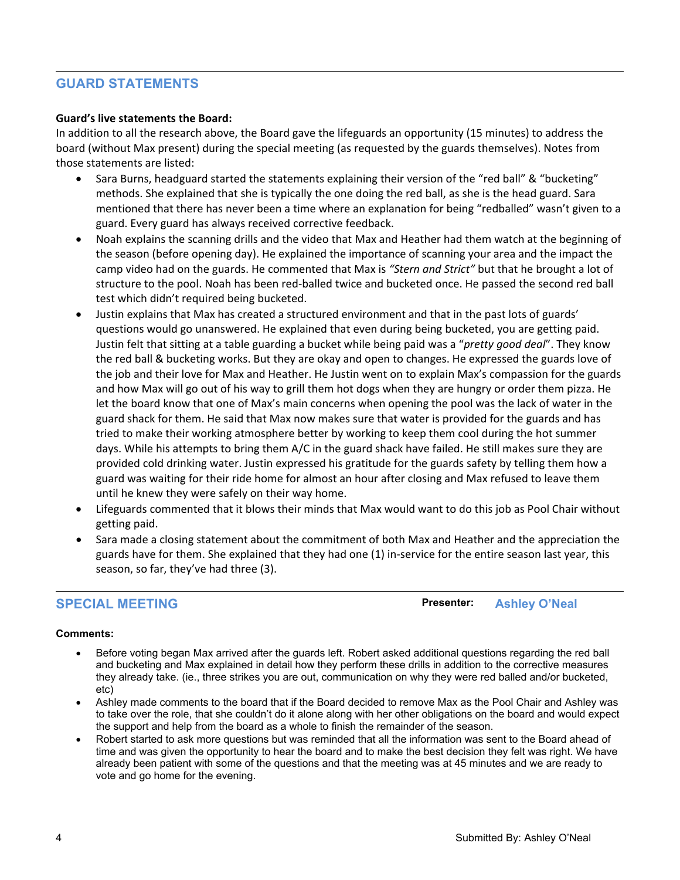## GUARD STATEMENTS

**Guard's live statements the Board:**
In addition to all the research above, the Board gave the lifeguards an opportunity (15 minutes) to address the board (without Max present) during the special meeting (as requested by the guards themselves). Notes from those statements are listed:

- Sara Burns, headguard started the statements explaining their version of the "red ball" & "bucketing" methods. She explained that she is typically the one doing the red ball, as she is the head guard. Sara mentioned that there has never been a time where an explanation for being "redballed" wasn't given to a guard. Every guard has always received corrective feedback.
- Noah explains the scanning drills and the video that Max and Heather had them watch at the beginning of the season (before opening day). He explained the importance of scanning your area and the impact the camp video had on the guards. He commented that Max is *"Stern and Strict"* but that he brought a lot of structure to the pool. Noah has been red-balled twice and bucketed once. He passed the second red ball test which didn't required being bucketed.
- Justin explains that Max has created a structured environment and that in the past lots of guards' questions would go unanswered. He explained that even during being bucketed, you are getting paid. Justin felt that sitting at a table guarding a bucket while being paid was a "*pretty good deal*". They know the red ball & bucketing works. But they are okay and open to changes. He expressed the guards love of the job and their love for Max and Heather. He Justin went on to explain Max's compassion for the guards and how Max will go out of his way to grill them hot dogs when they are hungry or order them pizza. He let the board know that one of Max's main concerns when opening the pool was the lack of water in the guard shack for them. He said that Max now makes sure that water is provided for the guards and has tried to make their working atmosphere better by working to keep them cool during the hot summer days. While his attempts to bring them A/C in the guard shack have failed. He still makes sure they are provided cold drinking water. Justin expressed his gratitude for the guards safety by telling them how a guard was waiting for their ride home for almost an hour after closing and Max refused to leave them until he knew they were safely on their way home.
- Lifeguards commented that it blows their minds that Max would want to do this job as Pool Chair without getting paid.
- Sara made a closing statement about the commitment of both Max and Heather and the appreciation the guards have for them. She explained that they had one (1) in-service for the entire season last year, this season, so far, they've had three (3).

## SPECIAL MEETING

**Presenter:** Ashley O'Neal

**Comments:**

- Before voting began Max arrived after the guards left. Robert asked additional questions regarding the red ball and bucketing and Max explained in detail how they perform these drills in addition to the corrective measures they already take. (ie., three strikes you are out, communication on why they were red balled and/or bucketed, etc)
- Ashley made comments to the board that if the Board decided to remove Max as the Pool Chair and Ashley was to take over the role, that she couldn't do it alone along with her other obligations on the board and would expect the support and help from the board as a whole to finish the remainder of the season.
- Robert started to ask more questions but was reminded that all the information was sent to the Board ahead of time and was given the opportunity to hear the board and to make the best decision they felt was right. We have already been patient with some of the questions and that the meeting was at 45 minutes and we are ready to vote and go home for the evening.

Submitted By: Ashley O'Neal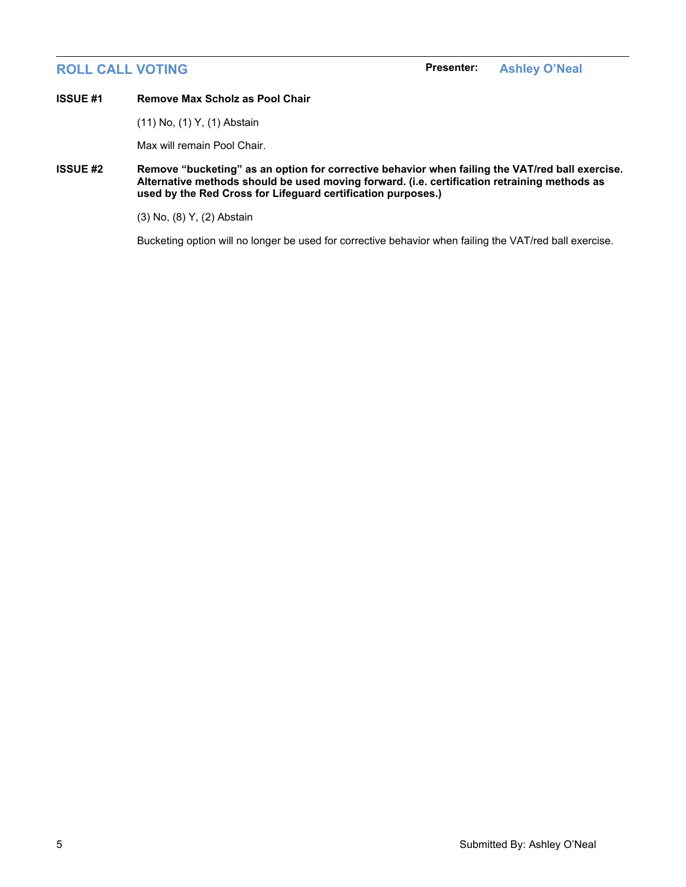## ROLL CALL VOTING

**Presenter:** Ashley O'Neal

**ISSUE #1** **Remove Max Scholz as Pool Chair**

(11) No, (1) Y, (1) Abstain

Max will remain Pool Chair.

**ISSUE #2** **Remove "bucketing" as an option for corrective behavior when failing the VAT/red ball exercise. Alternative methods should be used moving forward. (i.e. certification retraining methods as used by the Red Cross for Lifeguard certification purposes.)**

(3) No, (8) Y, (2) Abstain

Bucketing option will no longer be used for corrective behavior when failing the VAT/red ball exercise.

Submitted By: Ashley O'Neal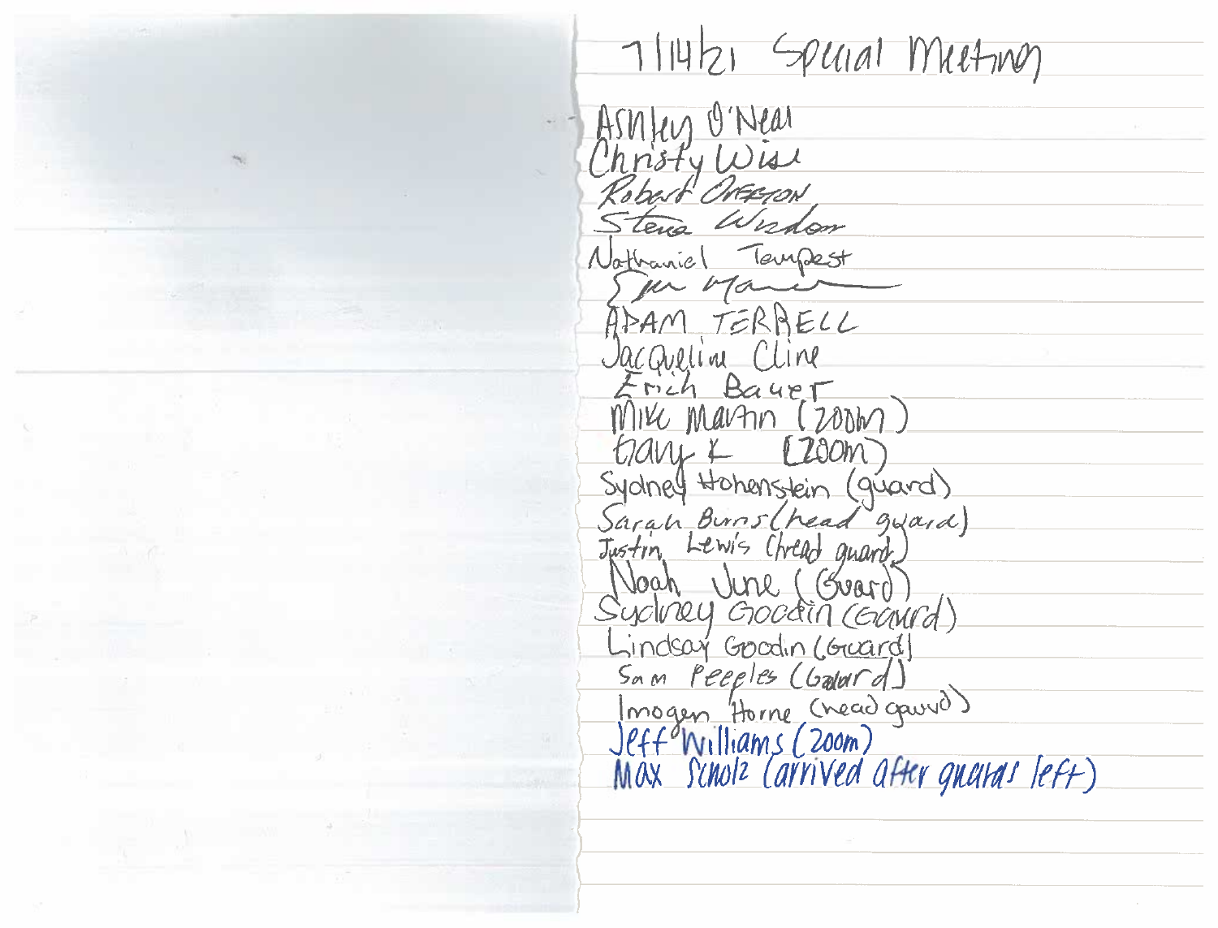7/14/21 Special Meeting

Ashley O'Neal
Christy Wise
Robert Ореѕтон
Steve Wisdom
Nathaniel Tempest
[signature]
ADAM TERRELL
Jacqueline Cline
Erich Bauer
Mike Martin (zoom)
Gary K (zoom)
Sydney Hohenstein (guard)
Sarah Burns (head guard)
Justin Lewis (head guard)
Noah June (Guard)
Sydney Goodin (Guard)
Lindsay Goodin (Guard)
Sam Peeples (Guard)
Imogen Horne (head guard)
Jeff Williams (zoom)
Max Scholz (arrived after guards left)